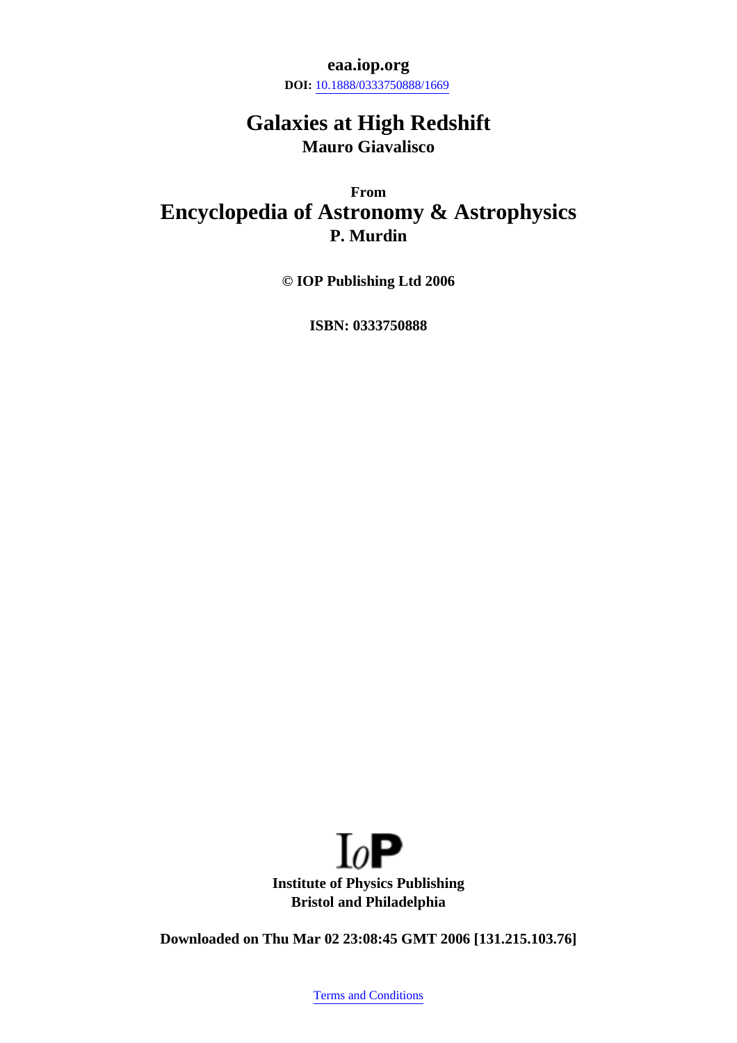**eaa.iop.org**

**DOI:** 10.1888/0333750888/1669

# Galaxies at High Redshift

**Mauro Giavalisco**

**From**

# Encyclopedia of Astronomy & Astrophysics

**P. Murdin**

**© IOP Publishing Ltd 2006**

**ISBN: 0333750888**

IoP

**Institute of Physics Publishing**
**Bristol and Philadelphia**

**Downloaded on Thu Mar 02 23:08:45 GMT 2006 [131.215.103.76]**

Terms and Conditions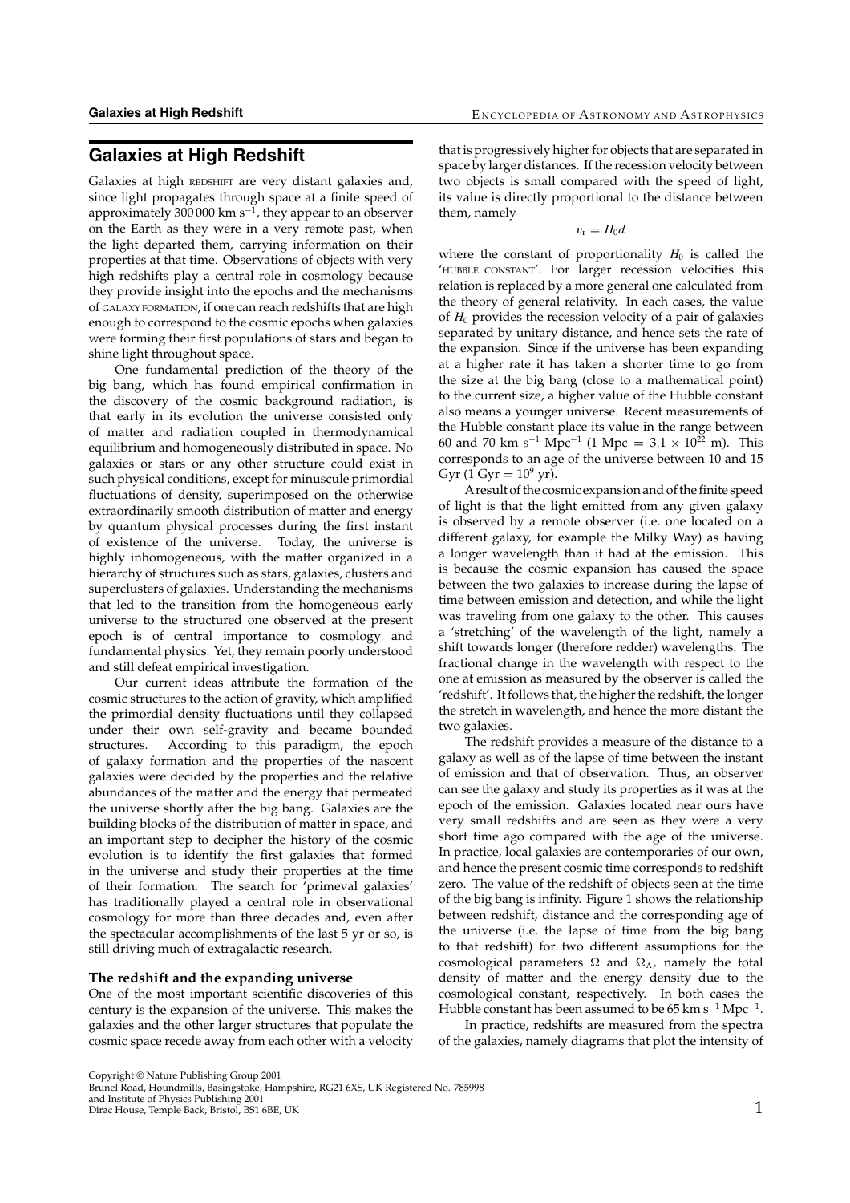# Galaxies at High Redshift

Galaxies at high REDSHIFT are very distant galaxies and, since light propagates through space at a finite speed of approximately 300 000 km s$^{-1}$, they appear to an observer on the Earth as they were in a very remote past, when the light departed them, carrying information on their properties at that time. Observations of objects with very high redshifts play a central role in cosmology because they provide insight into the epochs and the mechanisms of GALAXY FORMATION, if one can reach redshifts that are high enough to correspond to the cosmic epochs when galaxies were forming their first populations of stars and began to shine light throughout space.

One fundamental prediction of the theory of the big bang, which has found empirical confirmation in the discovery of the cosmic background radiation, is that early in its evolution the universe consisted only of matter and radiation coupled in thermodynamical equilibrium and homogeneously distributed in space. No galaxies or stars or any other structure could exist in such physical conditions, except for minuscule primordial fluctuations of density, superimposed on the otherwise extraordinarily smooth distribution of matter and energy by quantum physical processes during the first instant of existence of the universe. Today, the universe is highly inhomogeneous, with the matter organized in a hierarchy of structures such as stars, galaxies, clusters and superclusters of galaxies. Understanding the mechanisms that led to the transition from the homogeneous early universe to the structured one observed at the present epoch is of central importance to cosmology and fundamental physics. Yet, they remain poorly understood and still defeat empirical investigation.

Our current ideas attribute the formation of the cosmic structures to the action of gravity, which amplified the primordial density fluctuations until they collapsed under their own self-gravity and became bounded structures. According to this paradigm, the epoch of galaxy formation and the properties of the nascent galaxies were decided by the properties and the relative abundances of the matter and the energy that permeated the universe shortly after the big bang. Galaxies are the building blocks of the distribution of matter in space, and an important step to decipher the history of the cosmic evolution is to identify the first galaxies that formed in the universe and study their properties at the time of their formation. The search for 'primeval galaxies' has traditionally played a central role in observational cosmology for more than three decades and, even after the spectacular accomplishments of the last 5 yr or so, is still driving much of extragalactic research.

### The redshift and the expanding universe

One of the most important scientific discoveries of this century is the expansion of the universe. This makes the galaxies and the other larger structures that populate the cosmic space recede away from each other with a velocity that is progressively higher for objects that are separated in space by larger distances. If the recession velocity between two objects is small compared with the speed of light, its value is directly proportional to the distance between them, namely

$$v_r = H_0 d$$

where the constant of proportionality $H_0$ is called the 'HUBBLE CONSTANT'. For larger recession velocities this relation is replaced by a more general one calculated from the theory of general relativity. In each cases, the value of $H_0$ provides the recession velocity of a pair of galaxies separated by unitary distance, and hence sets the rate of the expansion. Since if the universe has been expanding at a higher rate it has taken a shorter time to go from the size at the big bang (close to a mathematical point) to the current size, a higher value of the Hubble constant also means a younger universe. Recent measurements of the Hubble constant place its value in the range between 60 and 70 km s$^{-1}$ Mpc$^{-1}$ (1 Mpc = $3.1 \times 10^{22}$ m). This corresponds to an age of the universe between 10 and 15 Gyr (1 Gyr = $10^9$ yr).

A result of the cosmic expansion and of the finite speed of light is that the light emitted from any given galaxy is observed by a remote observer (i.e. one located on a different galaxy, for example the Milky Way) as having a longer wavelength than it had at the emission. This is because the cosmic expansion has caused the space between the two galaxies to increase during the lapse of time between emission and detection, and while the light was traveling from one galaxy to the other. This causes a 'stretching' of the wavelength of the light, namely a shift towards longer (therefore redder) wavelengths. The fractional change in the wavelength with respect to the one at emission as measured by the observer is called the 'redshift'. It follows that, the higher the redshift, the longer the stretch in wavelength, and hence the more distant the two galaxies.

The redshift provides a measure of the distance to a galaxy as well as of the lapse of time between the instant of emission and that of observation. Thus, an observer can see the galaxy and study its properties as it was at the epoch of the emission. Galaxies located near ours have very small redshifts and are seen as they were a very short time ago compared with the age of the universe. In practice, local galaxies are contemporaries of our own, and hence the present cosmic time corresponds to redshift zero. The value of the redshift of objects seen at the time of the big bang is infinity. Figure 1 shows the relationship between redshift, distance and the corresponding age of the universe (i.e. the lapse of time from the big bang to that redshift) for two different assumptions for the cosmological parameters $\Omega$ and $\Omega_\Lambda$, namely the total density of matter and the energy density due to the cosmological constant, respectively. In both cases the Hubble constant has been assumed to be 65 km s$^{-1}$ Mpc$^{-1}$.

In practice, redshifts are measured from the spectra of the galaxies, namely diagrams that plot the intensity of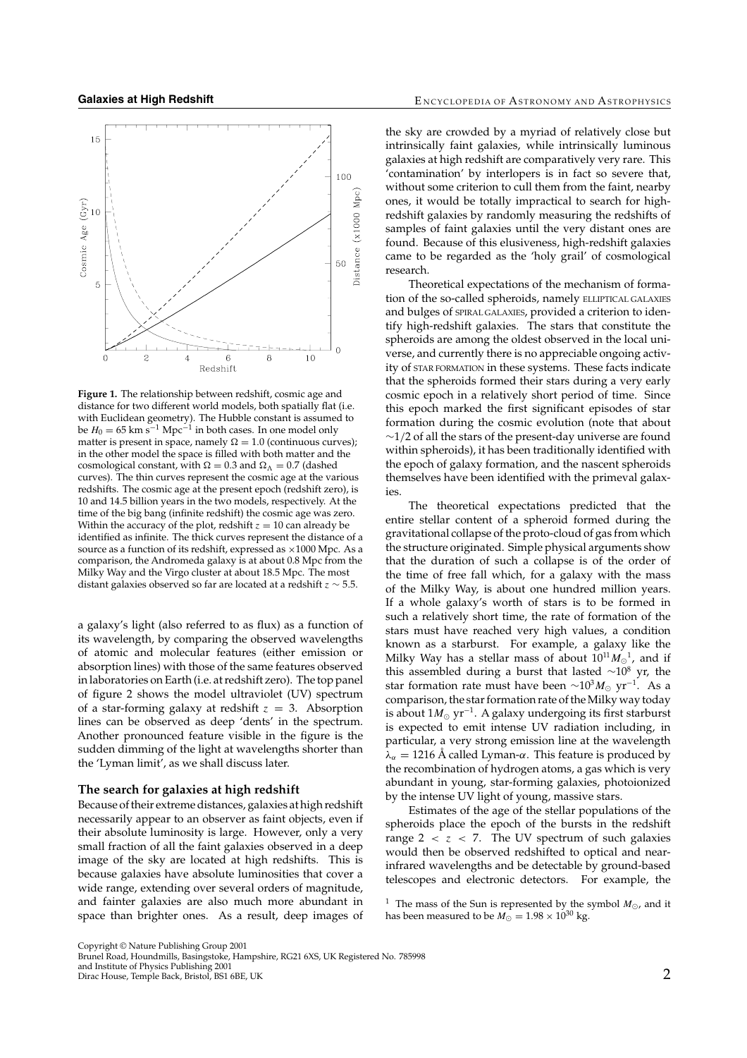**Figure 1.** The relationship between redshift, cosmic age and distance for two different world models, both spatially flat (i.e. with Euclidean geometry). The Hubble constant is assumed to be $H_0 = 65$ km s$^{-1}$ Mpc$^{-1}$ in both cases. In one model only matter is present in space, namely $\Omega = 1.0$ (continuous curves); in the other model the space is filled with both matter and the cosmological constant, with $\Omega = 0.3$ and $\Omega_\Lambda = 0.7$ (dashed curves). The thin curves represent the cosmic age at the various redshifts. The cosmic age at the present epoch (redshift zero), is 10 and 14.5 billion years in the two models, respectively. At the time of the big bang (infinite redshift) the cosmic age was zero. Within the accuracy of the plot, redshift $z = 10$ can already be identified as infinite. The thick curves represent the distance of a source as a function of its redshift, expressed as $\times 1000$ Mpc. As a comparison, the Andromeda galaxy is at about 0.8 Mpc from the Milky Way and the Virgo cluster at about 18.5 Mpc. The most distant galaxies observed so far are located at a redshift $z \sim 5.5$.

a galaxy's light (also referred to as flux) as a function of its wavelength, by comparing the observed wavelengths of atomic and molecular features (either emission or absorption lines) with those of the same features observed in laboratories on Earth (i.e. at redshift zero). The top panel of figure 2 shows the model ultraviolet (UV) spectrum of a star-forming galaxy at redshift $z = 3$. Absorption lines can be observed as deep 'dents' in the spectrum. Another pronounced feature visible in the figure is the sudden dimming of the light at wavelengths shorter than the 'Lyman limit', as we shall discuss later.

### The search for galaxies at high redshift

Because of their extreme distances, galaxies at high redshift necessarily appear to an observer as faint objects, even if their absolute luminosity is large. However, only a very small fraction of all the faint galaxies observed in a deep image of the sky are located at high redshifts. This is because galaxies have absolute luminosities that cover a wide range, extending over several orders of magnitude, and fainter galaxies are also much more abundant in space than brighter ones. As a result, deep images of the sky are crowded by a myriad of relatively close but intrinsically faint galaxies, while intrinsically luminous galaxies at high redshift are comparatively very rare. This 'contamination' by interlopers is in fact so severe that, without some criterion to cull them from the faint, nearby ones, it would be totally impractical to search for high-redshift galaxies by randomly measuring the redshifts of samples of faint galaxies until the very distant ones are found. Because of this elusiveness, high-redshift galaxies came to be regarded as the 'holy grail' of cosmological research.

Theoretical expectations of the mechanism of formation of the so-called spheroids, namely ELLIPTICAL GALAXIES and bulges of SPIRAL GALAXIES, provided a criterion to identify high-redshift galaxies. The stars that constitute the spheroids are among the oldest observed in the local universe, and currently there is no appreciable ongoing activity of STAR FORMATION in these systems. These facts indicate that the spheroids formed their stars during a very early cosmic epoch in a relatively short period of time. Since this epoch marked the first significant episodes of star formation during the cosmic evolution (note that about $\sim 1/2$ of all the stars of the present-day universe are found within spheroids), it has been traditionally identified with the epoch of galaxy formation, and the nascent spheroids themselves have been identified with the primeval galaxies.

The theoretical expectations predicted that the entire stellar content of a spheroid formed during the gravitational collapse of the proto-cloud of gas from which the structure originated. Simple physical arguments show that the duration of such a collapse is of the order of the time of free fall which, for a galaxy with the mass of the Milky Way, is about one hundred million years. If a whole galaxy's worth of stars is to be formed in such a relatively short time, the rate of formation of the stars must have reached very high values, a condition known as a starburst. For example, a galaxy like the Milky Way has a stellar mass of about $10^{11} M_\odot$[1], and if this assembled during a burst that lasted $\sim 10^8$ yr, the star formation rate must have been $\sim 10^3 M_\odot$ yr$^{-1}$. As a comparison, the star formation rate of the Milky way today is about $1 M_\odot$ yr$^{-1}$. A galaxy undergoing its first starburst is expected to emit intense UV radiation including, in particular, a very strong emission line at the wavelength $\lambda_\alpha = 1216$ Å called Lyman-$\alpha$. This feature is produced by the recombination of hydrogen atoms, a gas which is very abundant in young, star-forming galaxies, photoionized by the intense UV light of young, massive stars.

Estimates of the age of the stellar populations of the spheroids place the epoch of the bursts in the redshift range $2 < z < 7$. The UV spectrum of such galaxies would then be observed redshifted to optical and near-infrared wavelengths and be detectable by ground-based telescopes and electronic detectors. For example, the

[1] The mass of the Sun is represented by the symbol $M_\odot$, and it has been measured to be $M_\odot = 1.98 \times 10^{30}$ kg.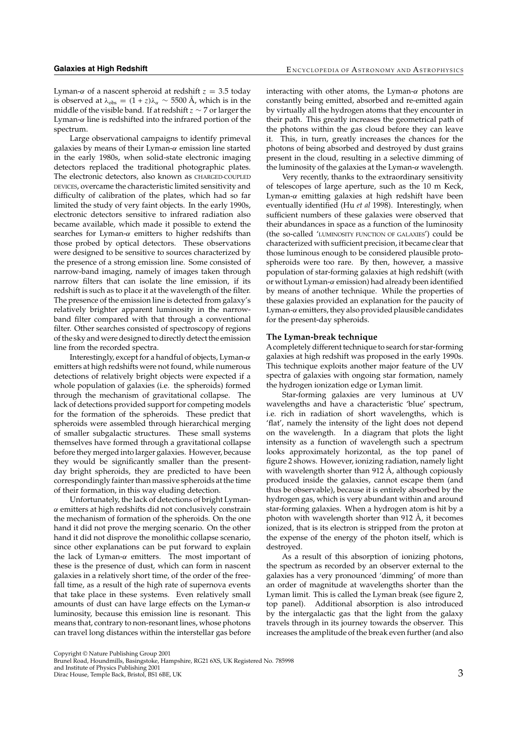Lyman-$\alpha$ of a nascent spheroid at redshift $z = 3.5$ today is observed at $\lambda_{obs} = (1 + z)\lambda_\alpha \sim 5500$ Å, which is in the middle of the visible band. If at redshift $z \sim 7$ or larger the Lyman-$\alpha$ line is redshifted into the infrared portion of the spectrum.

Large observational campaigns to identify primeval galaxies by means of their Lyman-$\alpha$ emission line started in the early 1980s, when solid-state electronic imaging detectors replaced the traditional photographic plates. The electronic detectors, also known as CHARGED-COUPLED DEVICES, overcame the characteristic limited sensitivity and difficulty of calibration of the plates, which had so far limited the study of very faint objects. In the early 1990s, electronic detectors sensitive to infrared radiation also became available, which made it possible to extend the searches for Lyman-$\alpha$ emitters to higher redshifts than those probed by optical detectors. These observations were designed to be sensitive to sources characterized by the presence of a strong emission line. Some consisted of narrow-band imaging, namely of images taken through narrow filters that can isolate the line emission, if its redshift is such as to place it at the wavelength of the filter. The presence of the emission line is detected from galaxy's relatively brighter apparent luminosity in the narrow-band filter compared with that through a conventional filter. Other searches consisted of spectroscopy of regions of the sky and were designed to directly detect the emission line from the recorded spectra.

Interestingly, except for a handful of objects, Lyman-$\alpha$ emitters at high redshifts were not found, while numerous detections of relatively bright objects were expected if a whole population of galaxies (i.e. the spheroids) formed through the mechanism of gravitational collapse. The lack of detections provided support for competing models for the formation of the spheroids. These predict that spheroids were assembled through hierarchical merging of smaller subgalactic structures. These small systems themselves have formed through a gravitational collapse before they merged into larger galaxies. However, because they would be significantly smaller than the present-day bright spheroids, they are predicted to have been correspondingly fainter than massive spheroids at the time of their formation, in this way eluding detection.

Unfortunately, the lack of detections of bright Lyman-$\alpha$ emitters at high redshifts did not conclusively constrain the mechanism of formation of the spheroids. On the one hand it did not prove the merging scenario. On the other hand it did not disprove the monolithic collapse scenario, since other explanations can be put forward to explain the lack of Lyman-$\alpha$ emitters. The most important of these is the presence of dust, which can form in nascent galaxies in a relatively short time, of the order of the free-fall time, as a result of the high rate of supernova events that take place in these systems. Even relatively small amounts of dust can have large effects on the Lyman-$\alpha$ luminosity, because this emission line is resonant. This means that, contrary to non-resonant lines, whose photons can travel long distances within the interstellar gas before interacting with other atoms, the Lyman-$\alpha$ photons are constantly being emitted, absorbed and re-emitted again by virtually all the hydrogen atoms that they encounter in their path. This greatly increases the geometrical path of the photons within the gas cloud before they can leave it. This, in turn, greatly increases the chances for the photons of being absorbed and destroyed by dust grains present in the cloud, resulting in a selective dimming of the luminosity of the galaxies at the Lyman-$\alpha$ wavelength.

Very recently, thanks to the extraordinary sensitivity of telescopes of large aperture, such as the 10 m Keck, Lyman-$\alpha$ emitting galaxies at high redshift have been eventually identified (Hu *et al* 1998). Interestingly, when sufficient numbers of these galaxies were observed that their abundances in space as a function of the luminosity (the so-called 'LUMINOSITY FUNCTION OF GALAXIES') could be characterized with sufficient precision, it became clear that those luminous enough to be considered plausible proto-spheroids were too rare. By then, however, a massive population of star-forming galaxies at high redshift (with or without Lyman-$\alpha$ emission) had already been identified by means of another technique. While the properties of these galaxies provided an explanation for the paucity of Lyman-$\alpha$ emitters, they also provided plausible candidates for the present-day spheroids.

### The Lyman-break technique

A completely different technique to search for star-forming galaxies at high redshift was proposed in the early 1990s. This technique exploits another major feature of the UV spectra of galaxies with ongoing star formation, namely the hydrogen ionization edge or Lyman limit.

Star-forming galaxies are very luminous at UV wavelengths and have a characteristic 'blue' spectrum, i.e. rich in radiation of short wavelengths, which is 'flat', namely the intensity of the light does not depend on the wavelength. In a diagram that plots the light intensity as a function of wavelength such a spectrum looks approximately horizontal, as the top panel of figure 2 shows. However, ionizing radiation, namely light with wavelength shorter than 912 Å, although copiously produced inside the galaxies, cannot escape them (and thus be observable), because it is entirely absorbed by the hydrogen gas, which is very abundant within and around star-forming galaxies. When a hydrogen atom is hit by a photon with wavelength shorter than 912 Å, it becomes ionized, that is its electron is stripped from the proton at the expense of the energy of the photon itself, which is destroyed.

As a result of this absorption of ionizing photons, the spectrum as recorded by an observer external to the galaxies has a very pronounced 'dimming' of more than an order of magnitude at wavelengths shorter than the Lyman limit. This is called the Lyman break (see figure 2, top panel). Additional absorption is also introduced by the intergalactic gas that the light from the galaxy travels through in its journey towards the observer. This increases the amplitude of the break even further (and also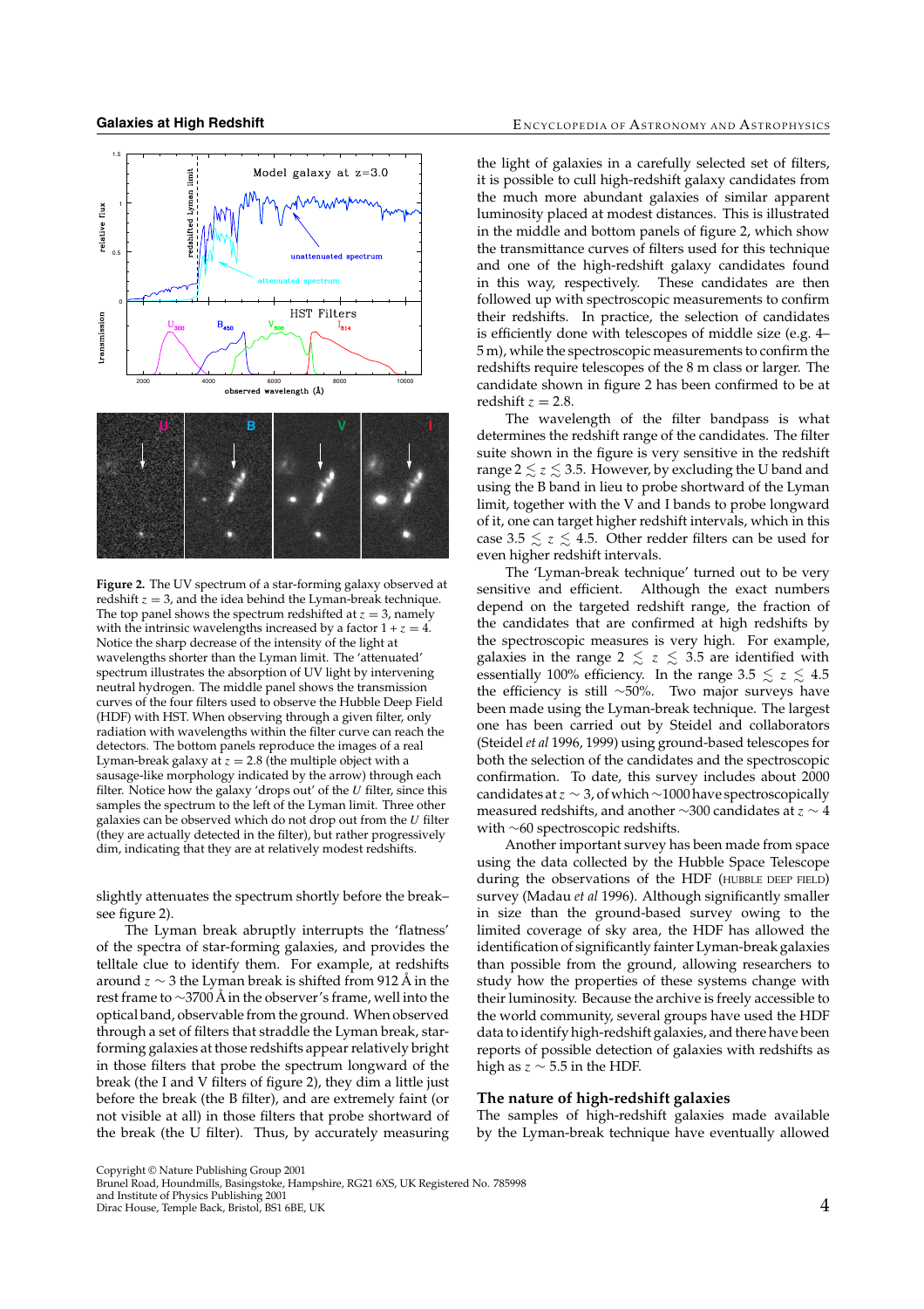**Figure 2.** The UV spectrum of a star-forming galaxy observed at redshift $z = 3$, and the idea behind the Lyman-break technique. The top panel shows the spectrum redshifted at $z = 3$, namely with the intrinsic wavelengths increased by a factor $1 + z = 4$. Notice the sharp decrease of the intensity of the light at wavelengths shorter than the Lyman limit. The 'attenuated' spectrum illustrates the absorption of UV light by intervening neutral hydrogen. The middle panel shows the transmission curves of the four filters used to observe the Hubble Deep Field (HDF) with HST. When observing through a given filter, only radiation with wavelengths within the filter curve can reach the detectors. The bottom panels reproduce the images of a real Lyman-break galaxy at $z = 2.8$ (the multiple object with a sausage-like morphology indicated by the arrow) through each filter. Notice how the galaxy 'drops out' of the $U$ filter, since this samples the spectrum to the left of the Lyman limit. Three other galaxies can be observed which do not drop out from the $U$ filter (they are actually detected in the filter), but rather progressively dim, indicating that they are at relatively modest redshifts.

slightly attenuates the spectrum shortly before the break–see figure 2).

The Lyman break abruptly interrupts the 'flatness' of the spectra of star-forming galaxies, and provides the telltale clue to identify them. For example, at redshifts around $z \sim 3$ the Lyman break is shifted from 912 Å in the rest frame to ~3700 Å in the observer's frame, well into the optical band, observable from the ground. When observed through a set of filters that straddle the Lyman break, star-forming galaxies at those redshifts appear relatively bright in those filters that probe the spectrum longward of the break (the I and V filters of figure 2), they dim a little just before the break (the B filter), and are extremely faint (or not visible at all) in those filters that probe shortward of the break (the U filter). Thus, by accurately measuring the light of galaxies in a carefully selected set of filters, it is possible to cull high-redshift galaxy candidates from the much more abundant galaxies of similar apparent luminosity placed at modest distances. This is illustrated in the middle and bottom panels of figure 2, which show the transmittance curves of filters used for this technique and one of the high-redshift galaxy candidates found in this way, respectively. These candidates are then followed up with spectroscopic measurements to confirm their redshifts. In practice, the selection of candidates is efficiently done with telescopes of middle size (e.g. 4–5 m), while the spectroscopic measurements to confirm the redshifts require telescopes of the 8 m class or larger. The candidate shown in figure 2 has been confirmed to be at redshift $z = 2.8$.

The wavelength of the filter bandpass is what determines the redshift range of the candidates. The filter suite shown in the figure is very sensitive in the redshift range $2 \lesssim z \lesssim 3.5$. However, by excluding the U band and using the B band in lieu to probe shortward of the Lyman limit, together with the V and I bands to probe longward of it, one can target higher redshift intervals, which in this case $3.5 \lesssim z \lesssim 4.5$. Other redder filters can be used for even higher redshift intervals.

The 'Lyman-break technique' turned out to be very sensitive and efficient. Although the exact numbers depend on the targeted redshift range, the fraction of the candidates that are confirmed at high redshifts by the spectroscopic measures is very high. For example, galaxies in the range $2 \lesssim z \lesssim 3.5$ are identified with essentially 100% efficiency. In the range $3.5 \lesssim z \lesssim 4.5$ the efficiency is still ~50%. Two major surveys have been made using the Lyman-break technique. The largest one has been carried out by Steidel and collaborators (Steidel *et al* 1996, 1999) using ground-based telescopes for both the selection of the candidates and the spectroscopic confirmation. To date, this survey includes about 2000 candidates at $z \sim 3$, of which ~1000 have spectroscopically measured redshifts, and another ~300 candidates at $z \sim 4$ with ~60 spectroscopic redshifts.

Another important survey has been made from space using the data collected by the Hubble Space Telescope during the observations of the HDF (HUBBLE DEEP FIELD) survey (Madau *et al* 1996). Although significantly smaller in size than the ground-based survey owing to the limited coverage of sky area, the HDF has allowed the identification of significantly fainter Lyman-break galaxies than possible from the ground, allowing researchers to study how the properties of these systems change with their luminosity. Because the archive is freely accessible to the world community, several groups have used the HDF data to identify high-redshift galaxies, and there have been reports of possible detection of galaxies with redshifts as high as $z \sim 5.5$ in the HDF.

## The nature of high-redshift galaxies

The samples of high-redshift galaxies made available by the Lyman-break technique have eventually allowed

Copyright © Nature Publishing Group 2001
Brunel Road, Houndmills, Basingstoke, Hampshire, RG21 6XS, UK Registered No. 785998
and Institute of Physics Publishing 2001
Dirac House, Temple Back, Bristol, BS1 6BE, UK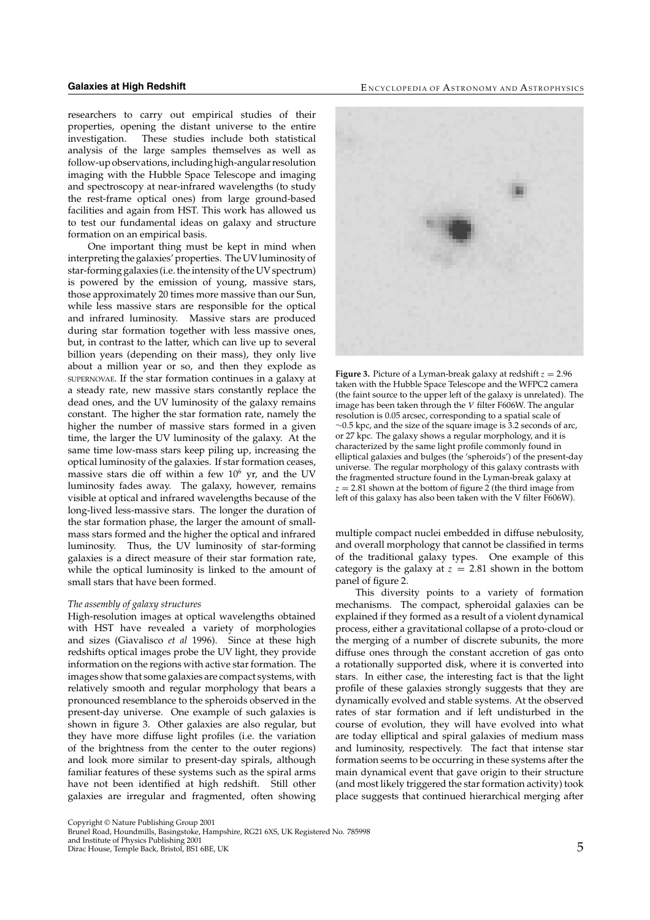researchers to carry out empirical studies of their properties, opening the distant universe to the entire investigation. These studies include both statistical analysis of the large samples themselves as well as follow-up observations, including high-angular resolution imaging with the Hubble Space Telescope and imaging and spectroscopy at near-infrared wavelengths (to study the rest-frame optical ones) from large ground-based facilities and again from HST. This work has allowed us to test our fundamental ideas on galaxy and structure formation on an empirical basis.

One important thing must be kept in mind when interpreting the galaxies' properties. The UV luminosity of star-forming galaxies (i.e. the intensity of the UV spectrum) is powered by the emission of young, massive stars, those approximately 20 times more massive than our Sun, while less massive stars are responsible for the optical and infrared luminosity. Massive stars are produced during star formation together with less massive ones, but, in contrast to the latter, which can live up to several billion years (depending on their mass), they only live about a million year or so, and then they explode as SUPERNOVAE. If the star formation continues in a galaxy at a steady rate, new massive stars constantly replace the dead ones, and the UV luminosity of the galaxy remains constant. The higher the star formation rate, namely the higher the number of massive stars formed in a given time, the larger the UV luminosity of the galaxy. At the same time low-mass stars keep piling up, increasing the optical luminosity of the galaxies. If star formation ceases, massive stars die off within a few $10^6$ yr, and the UV luminosity fades away. The galaxy, however, remains visible at optical and infrared wavelengths because of the long-lived less-massive stars. The longer the duration of the star formation phase, the larger the amount of small-mass stars formed and the higher the optical and infrared luminosity. Thus, the UV luminosity of star-forming galaxies is a direct measure of their star formation rate, while the optical luminosity is linked to the amount of small stars that have been formed.

*The assembly of galaxy structures*

High-resolution images at optical wavelengths obtained with HST have revealed a variety of morphologies and sizes (Giavalisco *et al* 1996). Since at these high redshifts optical images probe the UV light, they provide information on the regions with active star formation. The images show that some galaxies are compact systems, with relatively smooth and regular morphology that bears a pronounced resemblance to the spheroids observed in the present-day universe. One example of such galaxies is shown in figure 3. Other galaxies are also regular, but they have more diffuse light profiles (i.e. the variation of the brightness from the center to the outer regions) and look more similar to present-day spirals, although familiar features of these systems such as the spiral arms have not been identified at high redshift. Still other galaxies are irregular and fragmented, often showing multiple compact nuclei embedded in diffuse nebulosity, and overall morphology that cannot be classified in terms of the traditional galaxy types. One example of this category is the galaxy at $z = 2.81$ shown in the bottom panel of figure 2.

**Figure 3.** Picture of a Lyman-break galaxy at redshift $z = 2.96$ taken with the Hubble Space Telescope and the WFPC2 camera (the faint source to the upper left of the galaxy is unrelated). The image has been taken through the *V* filter F606W. The angular resolution is 0.05 arcsec, corresponding to a spatial scale of $\sim$0.5 kpc, and the size of the square image is 3.2 seconds of arc, or 27 kpc. The galaxy shows a regular morphology, and it is characterized by the same light profile commonly found in elliptical galaxies and bulges (the 'spheroids') of the present-day universe. The regular morphology of this galaxy contrasts with the fragmented structure found in the Lyman-break galaxy at $z = 2.81$ shown at the bottom of figure 2 (the third image from left of this galaxy has also been taken with the V filter F606W).

This diversity points to a variety of formation mechanisms. The compact, spheroidal galaxies can be explained if they formed as a result of a violent dynamical process, either a gravitational collapse of a proto-cloud or the merging of a number of discrete subunits, the more diffuse ones through the constant accretion of gas onto a rotationally supported disk, where it is converted into stars. In either case, the interesting fact is that the light profile of these galaxies strongly suggests that they are dynamically evolved and stable systems. At the observed rates of star formation and if left undisturbed in the course of evolution, they will have evolved into what are today elliptical and spiral galaxies of medium mass and luminosity, respectively. The fact that intense star formation seems to be occurring in these systems after the main dynamical event that gave origin to their structure (and most likely triggered the star formation activity) took place suggests that continued hierarchical merging after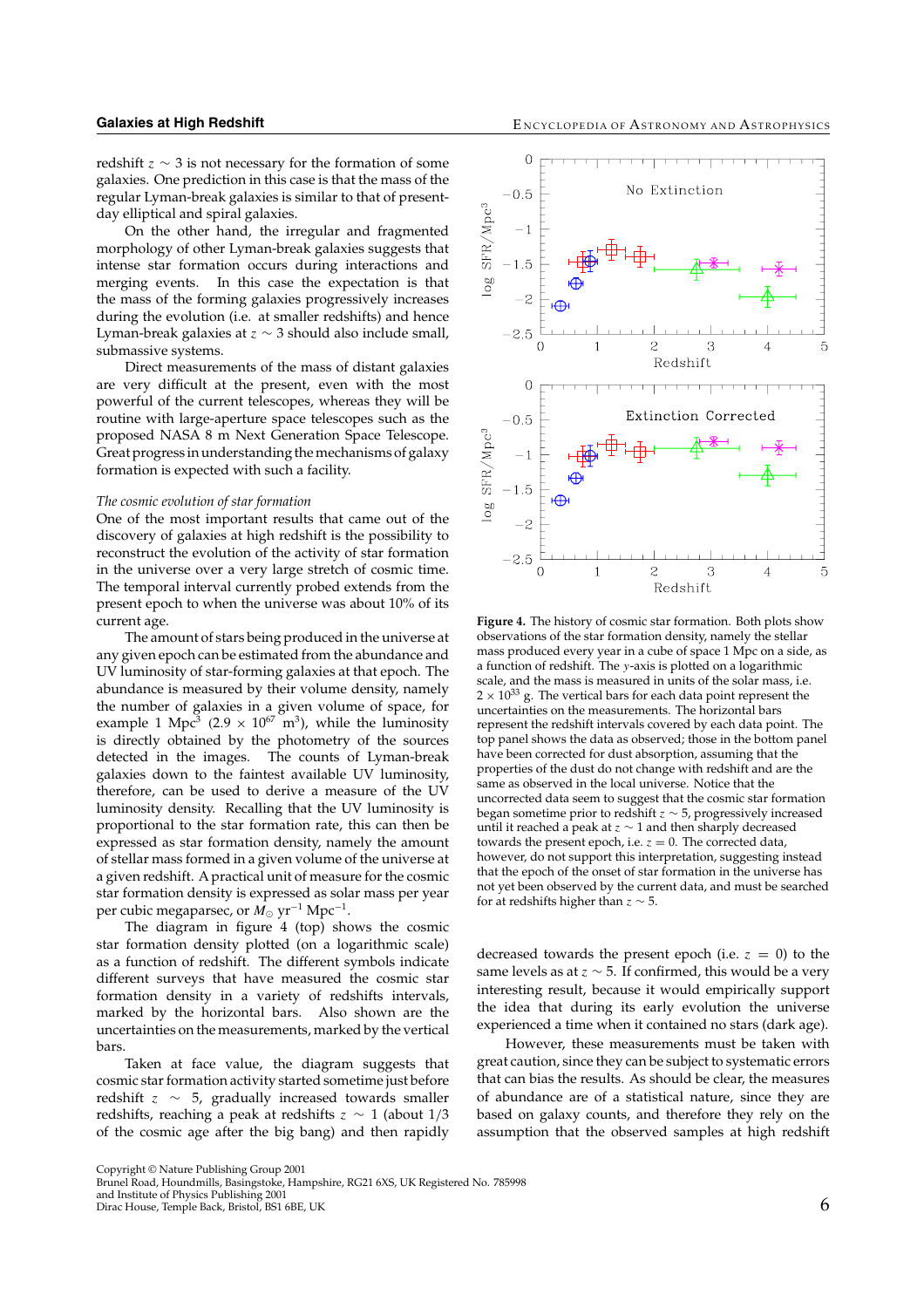redshift $z \sim 3$ is not necessary for the formation of some galaxies. One prediction in this case is that the mass of the regular Lyman-break galaxies is similar to that of present-day elliptical and spiral galaxies.

On the other hand, the irregular and fragmented morphology of other Lyman-break galaxies suggests that intense star formation occurs during interactions and merging events. In this case the expectation is that the mass of the forming galaxies progressively increases during the evolution (i.e. at smaller redshifts) and hence Lyman-break galaxies at $z \sim 3$ should also include small, submassive systems.

Direct measurements of the mass of distant galaxies are very difficult at the present, even with the most powerful of the current telescopes, whereas they will be routine with large-aperture space telescopes such as the proposed NASA 8 m Next Generation Space Telescope. Great progress in understanding the mechanisms of galaxy formation is expected with such a facility.

*The cosmic evolution of star formation*

One of the most important results that came out of the discovery of galaxies at high redshift is the possibility to reconstruct the evolution of the activity of star formation in the universe over a very large stretch of cosmic time. The temporal interval currently probed extends from the present epoch to when the universe was about 10% of its current age.

The amount of stars being produced in the universe at any given epoch can be estimated from the abundance and UV luminosity of star-forming galaxies at that epoch. The abundance is measured by their volume density, namely the number of galaxies in a given volume of space, for example 1 $\mathrm{Mpc}^3$ ($2.9 \times 10^{67}$ $\mathrm{m}^3$), while the luminosity is directly obtained by the photometry of the sources detected in the images. The counts of Lyman-break galaxies down to the faintest available UV luminosity, therefore, can be used to derive a measure of the UV luminosity density. Recalling that the UV luminosity is proportional to the star formation rate, this can then be expressed as star formation density, namely the amount of stellar mass formed in a given volume of the universe at a given redshift. A practical unit of measure for the cosmic star formation density is expressed as solar mass per year per cubic megaparsec, or $M_\odot\ \mathrm{yr}^{-1}\ \mathrm{Mpc}^{-1}$.

The diagram in figure 4 (top) shows the cosmic star formation density plotted (on a logarithmic scale) as a function of redshift. The different symbols indicate different surveys that have measured the cosmic star formation density in a variety of redshifts intervals, marked by the horizontal bars. Also shown are the uncertainties on the measurements, marked by the vertical bars.

Taken at face value, the diagram suggests that cosmic star formation activity started sometime just before redshift $z \sim 5$, gradually increased towards smaller redshifts, reaching a peak at redshifts $z \sim 1$ (about 1/3 of the cosmic age after the big bang) and then rapidly decreased towards the present epoch (i.e. $z = 0$) to the same levels as at $z \sim 5$. If confirmed, this would be a very interesting result, because it would empirically support the idea that during its early evolution the universe experienced a time when it contained no stars (dark age).

However, these measurements must be taken with great caution, since they can be subject to systematic errors that can bias the results. As should be clear, the measures of abundance are of a statistical nature, since they are based on galaxy counts, and therefore they rely on the assumption that the observed samples at high redshift

**Figure 4.** The history of cosmic star formation. Both plots show observations of the star formation density, namely the stellar mass produced every year in a cube of space 1 Mpc on a side, as a function of redshift. The $y$-axis is plotted on a logarithmic scale, and the mass is measured in units of the solar mass, i.e. $2 \times 10^{33}$ g. The vertical bars for each data point represent the uncertainties on the measurements. The horizontal bars represent the redshift intervals covered by each data point. The top panel shows the data as observed; those in the bottom panel have been corrected for dust absorption, assuming that the properties of the dust do not change with redshift and are the same as observed in the local universe. Notice that the uncorrected data seem to suggest that the cosmic star formation began sometime prior to redshift $z \sim 5$, progressively increased until it reached a peak at $z \sim 1$ and then sharply decreased towards the present epoch, i.e. $z = 0$. The corrected data, however, do not support this interpretation, suggesting instead that the epoch of the onset of star formation in the universe has not yet been observed by the current data, and must be searched for at redshifts higher than $z \sim 5$.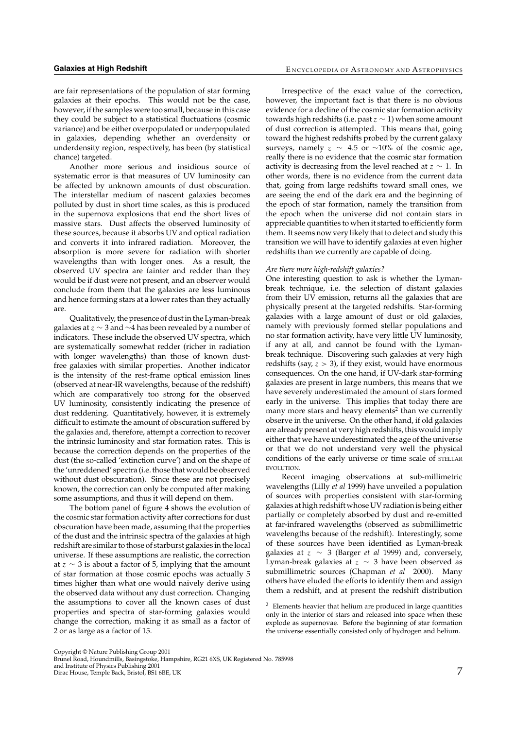are fair representations of the population of star forming galaxies at their epochs. This would not be the case, however, if the samples were too small, because in this case they could be subject to a statistical fluctuations (cosmic variance) and be either overpopulated or underpopulated in galaxies, depending whether an overdensity or underdensity region, respectively, has been (by statistical chance) targeted.

Another more serious and insidious source of systematic error is that measures of UV luminosity can be affected by unknown amounts of dust obscuration. The interstellar medium of nascent galaxies becomes polluted by dust in short time scales, as this is produced in the supernova explosions that end the short lives of massive stars. Dust affects the observed luminosity of these sources, because it absorbs UV and optical radiation and converts it into infrared radiation. Moreover, the absorption is more severe for radiation with shorter wavelengths than with longer ones. As a result, the observed UV spectra are fainter and redder than they would be if dust were not present, and an observer would conclude from them that the galaxies are less luminous and hence forming stars at a lower rates than they actually are.

Qualitatively, the presence of dust in the Lyman-break galaxies at $z \sim 3$ and $\sim 4$ has been revealed by a number of indicators. These include the observed UV spectra, which are systematically somewhat redder (richer in radiation with longer wavelengths) than those of known dust-free galaxies with similar properties. Another indicator is the intensity of the rest-frame optical emission lines (observed at near-IR wavelengths, because of the redshift) which are comparatively too strong for the observed UV luminosity, consistently indicating the presence of dust reddening. Quantitatively, however, it is extremely difficult to estimate the amount of obscuration suffered by the galaxies and, therefore, attempt a correction to recover the intrinsic luminosity and star formation rates. This is because the correction depends on the properties of the dust (the so-called 'extinction curve') and on the shape of the 'unreddened' spectra (i.e. those that would be observed without dust obscuration). Since these are not precisely known, the correction can only be computed after making some assumptions, and thus it will depend on them.

The bottom panel of figure 4 shows the evolution of the cosmic star formation activity after corrections for dust obscuration have been made, assuming that the properties of the dust and the intrinsic spectra of the galaxies at high redshift are similar to those of starburst galaxies in the local universe. If these assumptions are realistic, the correction at $z \sim 3$ is about a factor of 5, implying that the amount of star formation at those cosmic epochs was actually 5 times higher than what one would naively derive using the observed data without any dust correction. Changing the assumptions to cover all the known cases of dust properties and spectra of star-forming galaxies would change the correction, making it as small as a factor of 2 or as large as a factor of 15.

Irrespective of the exact value of the correction, however, the important fact is that there is no obvious evidence for a decline of the cosmic star formation activity towards high redshifts (i.e. past $z \sim 1$) when some amount of dust correction is attempted. This means that, going toward the highest redshifts probed by the current galaxy surveys, namely $z \sim 4.5$ or $\sim 10\%$ of the cosmic age, really there is no evidence that the cosmic star formation activity is decreasing from the level reached at $z \sim 1$. In other words, there is no evidence from the current data that, going from large redshifts toward small ones, we are seeing the end of the dark era and the beginning of the epoch of star formation, namely the transition from the epoch when the universe did not contain stars in appreciable quantities to when it started to efficiently form them. It seems now very likely that to detect and study this transition we will have to identify galaxies at even higher redshifts than we currently are capable of doing.

*Are there more high-redshift galaxies?*

One interesting question to ask is whether the Lyman-break technique, i.e. the selection of distant galaxies from their UV emission, returns all the galaxies that are physically present at the targeted redshifts. Star-forming galaxies with a large amount of dust or old galaxies, namely with previously formed stellar populations and no star formation activity, have very little UV luminosity, if any at all, and cannot be found with the Lyman-break technique. Discovering such galaxies at very high redshifts (say, $z > 3$), if they exist, would have enormous consequences. On the one hand, if UV-dark star-forming galaxies are present in large numbers, this means that we have severely underestimated the amount of stars formed early in the universe. This implies that today there are many more stars and heavy elements[2] than we currently observe in the universe. On the other hand, if old galaxies are already present at very high redshifts, this would imply either that we have underestimated the age of the universe or that we do not understand very well the physical conditions of the early universe or time scale of STELLAR EVOLUTION.

Recent imaging observations at sub-millimetric wavelengths (Lilly *et al* 1999) have unveiled a population of sources with properties consistent with star-forming galaxies at high redshift whose UV radiation is being either partially or completely absorbed by dust and re-emitted at far-infrared wavelengths (observed as submillimetric wavelengths because of the redshift). Interestingly, some of these sources have been identified as Lyman-break galaxies at $z \sim 3$ (Barger *et al* 1999) and, conversely, Lyman-break galaxies at $z \sim 3$ have been observed as submillimetric sources (Chapman *et al* 2000). Many others have eluded the efforts to identify them and assign them a redshift, and at present the redshift distribution

[2] Elements heavier that helium are produced in large quantities only in the interior of stars and released into space when these explode as supernovae. Before the beginning of star formation the universe essentially consisted only of hydrogen and helium.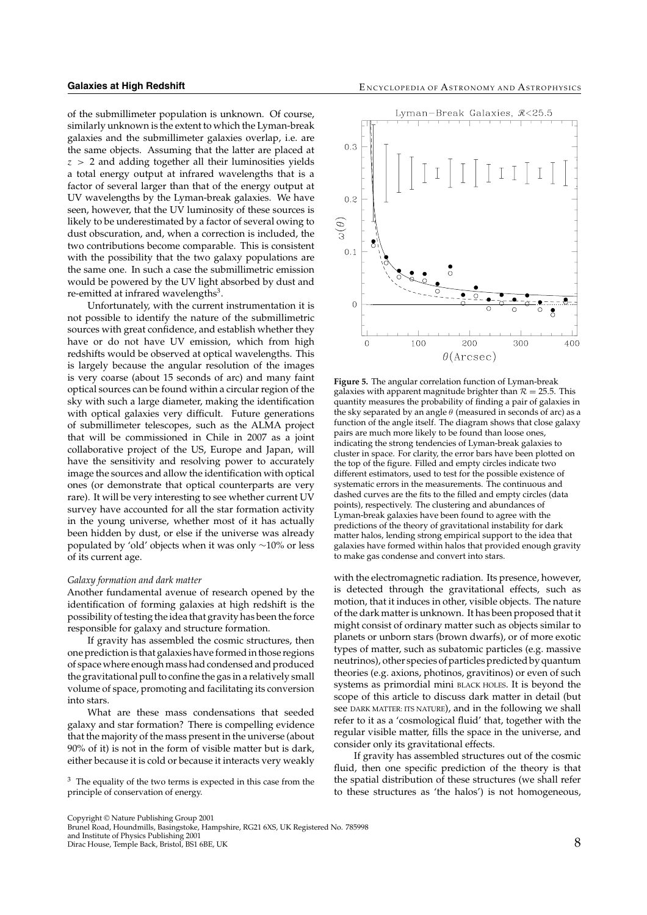of the submillimeter population is unknown. Of course, similarly unknown is the extent to which the Lyman-break galaxies and the submillimeter galaxies overlap, i.e. are the same objects. Assuming that the latter are placed at $z > 2$ and adding together all their luminosities yields a total energy output at infrared wavelengths that is a factor of several larger than that of the energy output at UV wavelengths by the Lyman-break galaxies. We have seen, however, that the UV luminosity of these sources is likely to be underestimated by a factor of several owing to dust obscuration, and, when a correction is included, the two contributions become comparable. This is consistent with the possibility that the two galaxy populations are the same one. In such a case the submillimetric emission would be powered by the UV light absorbed by dust and re-emitted at infrared wavelengths[3].

Unfortunately, with the current instrumentation it is not possible to identify the nature of the submillimetric sources with great confidence, and establish whether they have or do not have UV emission, which from high redshifts would be observed at optical wavelengths. This is largely because the angular resolution of the images is very coarse (about 15 seconds of arc) and many faint optical sources can be found within a circular region of the sky with such a large diameter, making the identification with optical galaxies very difficult. Future generations of submillimeter telescopes, such as the ALMA project that will be commissioned in Chile in 2007 as a joint collaborative project of the US, Europe and Japan, will have the sensitivity and resolving power to accurately image the sources and allow the identification with optical ones (or demonstrate that optical counterparts are very rare). It will be very interesting to see whether current UV survey have accounted for all the star formation activity in the young universe, whether most of it has actually been hidden by dust, or else if the universe was already populated by 'old' objects when it was only ~10% or less of its current age.

*Galaxy formation and dark matter*

Another fundamental avenue of research opened by the identification of forming galaxies at high redshift is the possibility of testing the idea that gravity has been the force responsible for galaxy and structure formation.

If gravity has assembled the cosmic structures, then one prediction is that galaxies have formed in those regions of space where enough mass had condensed and produced the gravitational pull to confine the gas in a relatively small volume of space, promoting and facilitating its conversion into stars.

What are these mass condensations that seeded galaxy and star formation? There is compelling evidence that the majority of the mass present in the universe (about 90% of it) is not in the form of visible matter but is dark, either because it is cold or because it interacts very weakly with the electromagnetic radiation. Its presence, however, is detected through the gravitational effects, such as motion, that it induces in other, visible objects. The nature of the dark matter is unknown. It has been proposed that it might consist of ordinary matter such as objects similar to planets or unborn stars (brown dwarfs), or of more exotic types of matter, such as subatomic particles (e.g. massive neutrinos), other species of particles predicted by quantum theories (e.g. axions, photinos, gravitinos) or even of such systems as primordial mini BLACK HOLES. It is beyond the scope of this article to discuss dark matter in detail (but see DARK MATTER: ITS NATURE), and in the following we shall refer to it as a 'cosmological fluid' that, together with the regular visible matter, fills the space in the universe, and consider only its gravitational effects.

If gravity has assembled structures out of the cosmic fluid, then one specific prediction of the theory is that the spatial distribution of these structures (we shall refer to these structures as 'the halos') is not homogeneous,

**Figure 5.** The angular correlation function of Lyman-break galaxies with apparent magnitude brighter than $\mathcal{R} = 25.5$. This quantity measures the probability of finding a pair of galaxies in the sky separated by an angle $\theta$ (measured in seconds of arc) as a function of the angle itself. The diagram shows that close galaxy pairs are much more likely to be found than loose ones, indicating the strong tendencies of Lyman-break galaxies to cluster in space. For clarity, the error bars have been plotted on the top of the figure. Filled and empty circles indicate two different estimators, used to test for the possible existence of systematic errors in the measurements. The continuous and dashed curves are the fits to the filled and empty circles (data points), respectively. The clustering and abundances of Lyman-break galaxies have been found to agree with the predictions of the theory of gravitational instability for dark matter halos, lending strong empirical support to the idea that galaxies have formed within halos that provided enough gravity to make gas condense and convert into stars.

[3] The equality of the two terms is expected in this case from the principle of conservation of energy.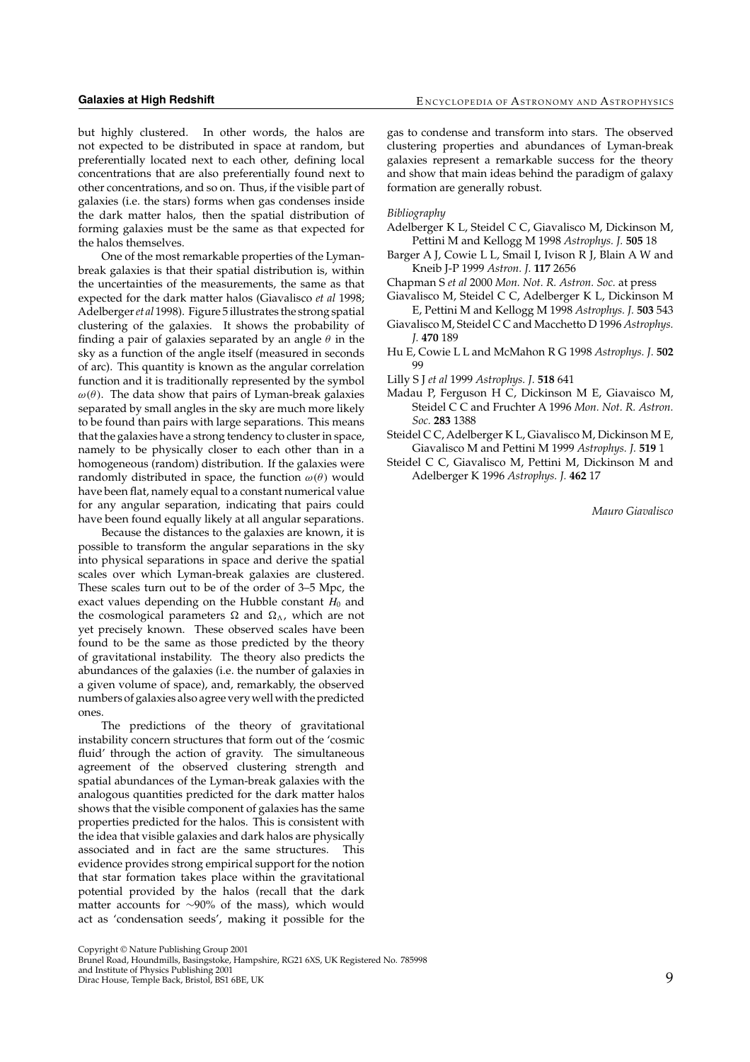but highly clustered. In other words, the halos are not expected to be distributed in space at random, but preferentially located next to each other, defining local concentrations that are also preferentially found next to other concentrations, and so on. Thus, if the visible part of galaxies (i.e. the stars) forms when gas condenses inside the dark matter halos, then the spatial distribution of forming galaxies must be the same as that expected for the halos themselves.

One of the most remarkable properties of the Lyman-break galaxies is that their spatial distribution is, within the uncertainties of the measurements, the same as that expected for the dark matter halos (Giavalisco *et al* 1998; Adelberger *et al* 1998). Figure 5 illustrates the strong spatial clustering of the galaxies. It shows the probability of finding a pair of galaxies separated by an angle $\theta$ in the sky as a function of the angle itself (measured in seconds of arc). This quantity is known as the angular correlation function and it is traditionally represented by the symbol $\omega(\theta)$. The data show that pairs of Lyman-break galaxies separated by small angles in the sky are much more likely to be found than pairs with large separations. This means that the galaxies have a strong tendency to cluster in space, namely to be physically closer to each other than in a homogeneous (random) distribution. If the galaxies were randomly distributed in space, the function $\omega(\theta)$ would have been flat, namely equal to a constant numerical value for any angular separation, indicating that pairs could have been found equally likely at all angular separations.

Because the distances to the galaxies are known, it is possible to transform the angular separations in the sky into physical separations in space and derive the spatial scales over which Lyman-break galaxies are clustered. These scales turn out to be of the order of 3–5 Mpc, the exact values depending on the Hubble constant $H_0$ and the cosmological parameters $\Omega$ and $\Omega_\Lambda$, which are not yet precisely known. These observed scales have been found to be the same as those predicted by the theory of gravitational instability. The theory also predicts the abundances of the galaxies (i.e. the number of galaxies in a given volume of space), and, remarkably, the observed numbers of galaxies also agree very well with the predicted ones.

The predictions of the theory of gravitational instability concern structures that form out of the 'cosmic fluid' through the action of gravity. The simultaneous agreement of the observed clustering strength and spatial abundances of the Lyman-break galaxies with the analogous quantities predicted for the dark matter halos shows that the visible component of galaxies has the same properties predicted for the halos. This is consistent with the idea that visible galaxies and dark halos are physically associated and in fact are the same structures. This evidence provides strong empirical support for the notion that star formation takes place within the gravitational potential provided by the halos (recall that the dark matter accounts for ~90% of the mass), which would act as 'condensation seeds', making it possible for the gas to condense and transform into stars. The observed clustering properties and abundances of Lyman-break galaxies represent a remarkable success for the theory and show that main ideas behind the paradigm of galaxy formation are generally robust.

*Bibliography*

Adelberger K L, Steidel C C, Giavalisco M, Dickinson M, Pettini M and Kellogg M 1998 *Astrophys. J.* **505** 18

Barger A J, Cowie L L, Smail I, Ivison R J, Blain A W and Kneib J-P 1999 *Astron. J.* **117** 2656

Chapman S *et al* 2000 *Mon. Not. R. Astron. Soc.* at press

Giavalisco M, Steidel C C, Adelberger K L, Dickinson M E, Pettini M and Kellogg M 1998 *Astrophys. J.* **503** 543

Giavalisco M, Steidel C C and Macchetto D 1996 *Astrophys. J.* **470** 189

Hu E, Cowie L L and McMahon R G 1998 *Astrophys. J.* **502** 99

Lilly S J *et al* 1999 *Astrophys. J.* **518** 641

Madau P, Ferguson H C, Dickinson M E, Giavaisco M, Steidel C C and Fruchter A 1996 *Mon. Not. R. Astron. Soc.* **283** 1388

Steidel C C, Adelberger K L, Giavalisco M, Dickinson M E, Giavalisco M and Pettini M 1999 *Astrophys. J.* **519** 1

Steidel C C, Giavalisco M, Pettini M, Dickinson M and Adelberger K 1996 *Astrophys. J.* **462** 17

*Mauro Giavalisco*

Copyright © Nature Publishing Group 2001
Brunel Road, Houndmills, Basingstoke, Hampshire, RG21 6XS, UK Registered No. 785998
and Institute of Physics Publishing 2001
Dirac House, Temple Back, Bristol, BS1 6BE, UK